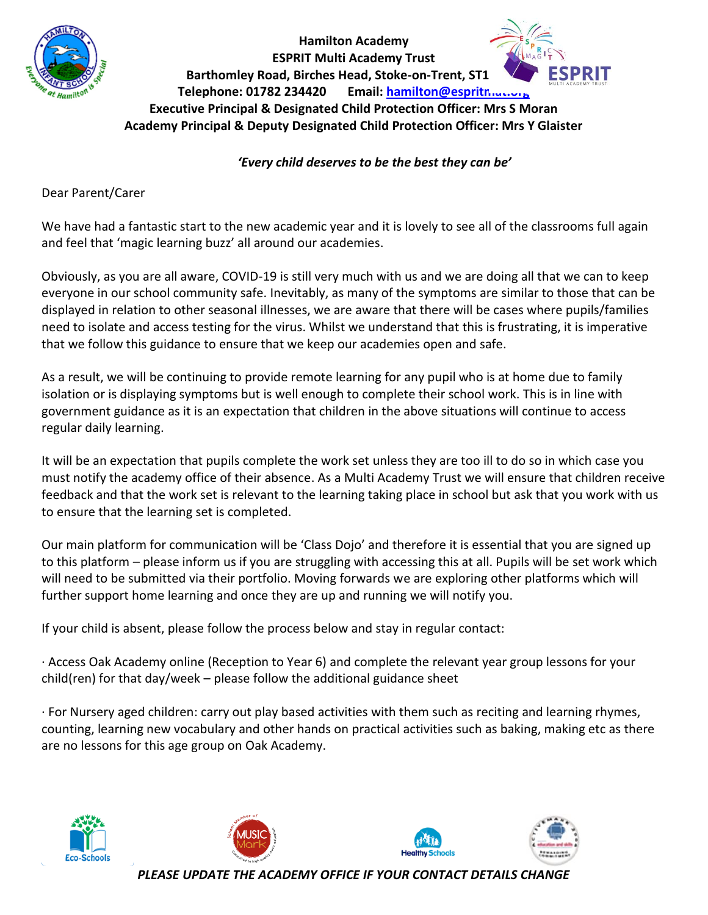**Hamilton Academy**
**ESPRIT Multi Academy Trust**
**Barthomley Road, Birches Head, Stoke-on-Trent, ST1**
**Telephone: 01782 234420 Email: hamilton@espritmat.org**
**Executive Principal & Designated Child Protection Officer: Mrs S Moran**
**Academy Principal & Deputy Designated Child Protection Officer: Mrs Y Glaister**

***'Every child deserves to be the best they can be'***

Dear Parent/Carer

We have had a fantastic start to the new academic year and it is lovely to see all of the classrooms full again and feel that 'magic learning buzz' all around our academies.

Obviously, as you are all aware, COVID-19 is still very much with us and we are doing all that we can to keep everyone in our school community safe. Inevitably, as many of the symptoms are similar to those that can be displayed in relation to other seasonal illnesses, we are aware that there will be cases where pupils/families need to isolate and access testing for the virus. Whilst we understand that this is frustrating, it is imperative that we follow this guidance to ensure that we keep our academies open and safe.

As a result, we will be continuing to provide remote learning for any pupil who is at home due to family isolation or is displaying symptoms but is well enough to complete their school work. This is in line with government guidance as it is an expectation that children in the above situations will continue to access regular daily learning.

It will be an expectation that pupils complete the work set unless they are too ill to do so in which case you must notify the academy office of their absence. As a Multi Academy Trust we will ensure that children receive feedback and that the work set is relevant to the learning taking place in school but ask that you work with us to ensure that the learning set is completed.

Our main platform for communication will be 'Class Dojo' and therefore it is essential that you are signed up to this platform – please inform us if you are struggling with accessing this at all. Pupils will be set work which will need to be submitted via their portfolio. Moving forwards we are exploring other platforms which will further support home learning and once they are up and running we will notify you.

If your child is absent, please follow the process below and stay in regular contact:

· Access Oak Academy online (Reception to Year 6) and complete the relevant year group lessons for your child(ren) for that day/week – please follow the additional guidance sheet

· For Nursery aged children: carry out play based activities with them such as reciting and learning rhymes, counting, learning new vocabulary and other hands on practical activities such as baking, making etc as there are no lessons for this age group on Oak Academy.

***PLEASE UPDATE THE ACADEMY OFFICE IF YOUR CONTACT DETAILS CHANGE***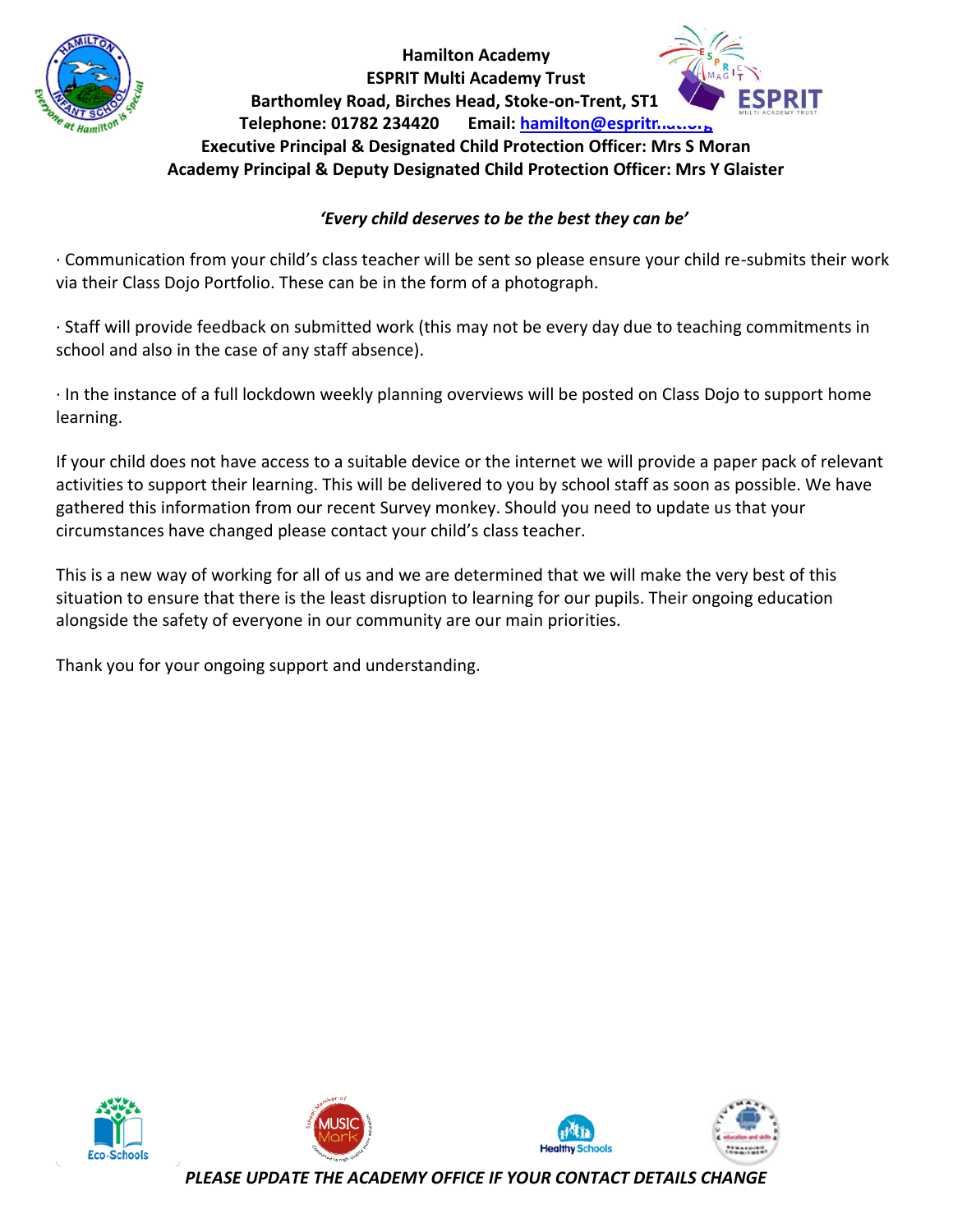**Hamilton Academy**
**ESPRIT Multi Academy Trust**
**Barthomley Road, Birches Head, Stoke-on-Trent, ST1**
**Telephone: 01782 234420 Email: hamilton@espritmat.org**
**Executive Principal & Designated Child Protection Officer: Mrs S Moran**
**Academy Principal & Deputy Designated Child Protection Officer: Mrs Y Glaister**

***'Every child deserves to be the best they can be'***

· Communication from your child's class teacher will be sent so please ensure your child re-submits their work via their Class Dojo Portfolio. These can be in the form of a photograph.

· Staff will provide feedback on submitted work (this may not be every day due to teaching commitments in school and also in the case of any staff absence).

· In the instance of a full lockdown weekly planning overviews will be posted on Class Dojo to support home learning.

If your child does not have access to a suitable device or the internet we will provide a paper pack of relevant activities to support their learning. This will be delivered to you by school staff as soon as possible. We have gathered this information from our recent Survey monkey. Should you need to update us that your circumstances have changed please contact your child's class teacher.

This is a new way of working for all of us and we are determined that we will make the very best of this situation to ensure that there is the least disruption to learning for our pupils. Their ongoing education alongside the safety of everyone in our community are our main priorities.

Thank you for your ongoing support and understanding.

***PLEASE UPDATE THE ACADEMY OFFICE IF YOUR CONTACT DETAILS CHANGE***